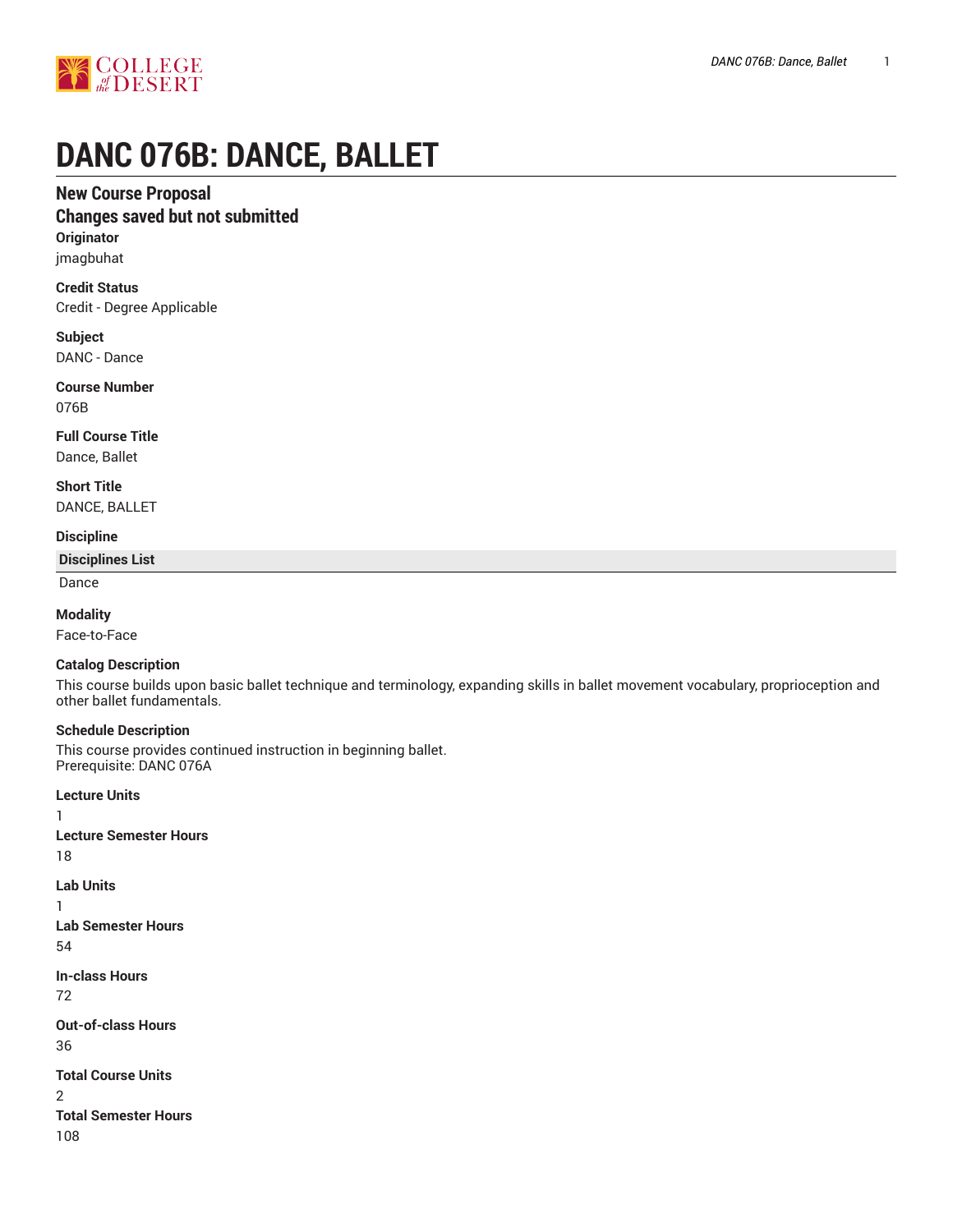# DANC 076B: DANCE, BALLET

## New Course Proposal
## Changes saved but not submitted

**Originator**
jmagbuhat

**Credit Status**
Credit - Degree Applicable

**Subject**
DANC - Dance

**Course Number**
076B

**Full Course Title**
Dance, Ballet

**Short Title**
DANCE, BALLET

**Discipline**

| Disciplines List |
| --- |
| Dance |

**Modality**
Face-to-Face

**Catalog Description**
This course builds upon basic ballet technique and terminology, expanding skills in ballet movement vocabulary, proprioception and other ballet fundamentals.

**Schedule Description**
This course provides continued instruction in beginning ballet.
Prerequisite: DANC 076A

**Lecture Units**
1

**Lecture Semester Hours**
18

**Lab Units**
1

**Lab Semester Hours**
54

**In-class Hours**
72

**Out-of-class Hours**
36

**Total Course Units**
2

**Total Semester Hours**
108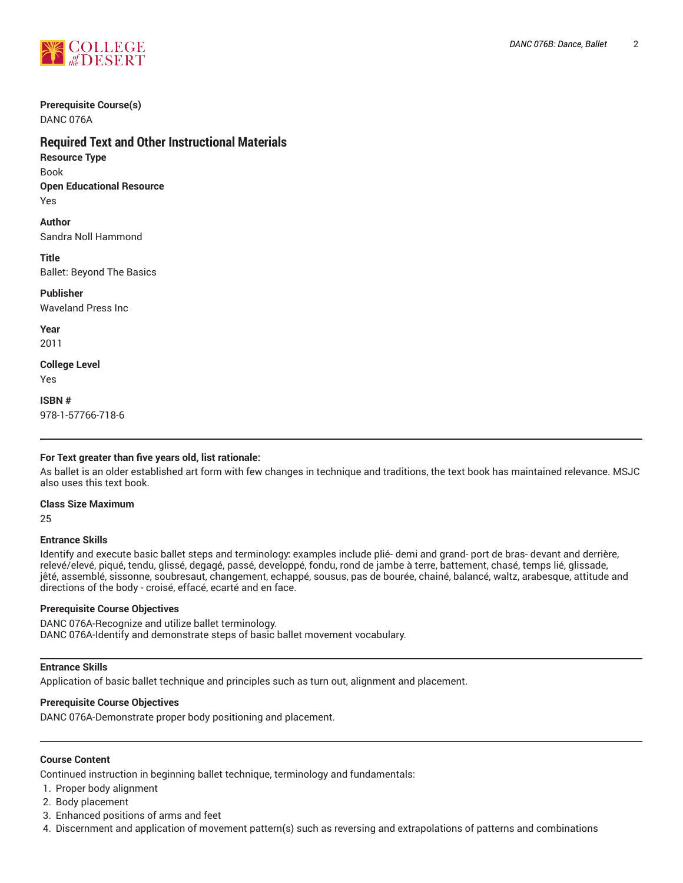**Prerequisite Course(s)**
DANC 076A

## Required Text and Other Instructional Materials

**Resource Type**
Book

**Open Educational Resource**
Yes

**Author**
Sandra Noll Hammond

**Title**
Ballet: Beyond The Basics

**Publisher**
Waveland Press Inc

**Year**
2011

**College Level**
Yes

**ISBN #**
978-1-57766-718-6

---

**For Text greater than five years old, list rationale:**
As ballet is an older established art form with few changes in technique and traditions, the text book has maintained relevance. MSJC also uses this text book.

**Class Size Maximum**
25

**Entrance Skills**
Identify and execute basic ballet steps and terminology: examples include plié- demi and grand- port de bras- devant and derrière, relevé/elevé, piqué, tendu, glissé, degagé, passé, developpé, fondu, rond de jambe à terre, battement, chasé, temps lié, glissade, jêté, assemblé, sissonne, soubresaut, changement, echappé, sousus, pas de bourée, chainé, balancé, waltz, arabesque, attitude and directions of the body - croisé, effacé, ecarté and en face.

**Prerequisite Course Objectives**
DANC 076A-Recognize and utilize ballet terminology.
DANC 076A-Identify and demonstrate steps of basic ballet movement vocabulary.

---

**Entrance Skills**
Application of basic ballet technique and principles such as turn out, alignment and placement.

**Prerequisite Course Objectives**
DANC 076A-Demonstrate proper body positioning and placement.

---

**Course Content**
Continued instruction in beginning ballet technique, terminology and fundamentals:

1. Proper body alignment
2. Body placement
3. Enhanced positions of arms and feet
4. Discernment and application of movement pattern(s) such as reversing and extrapolations of patterns and combinations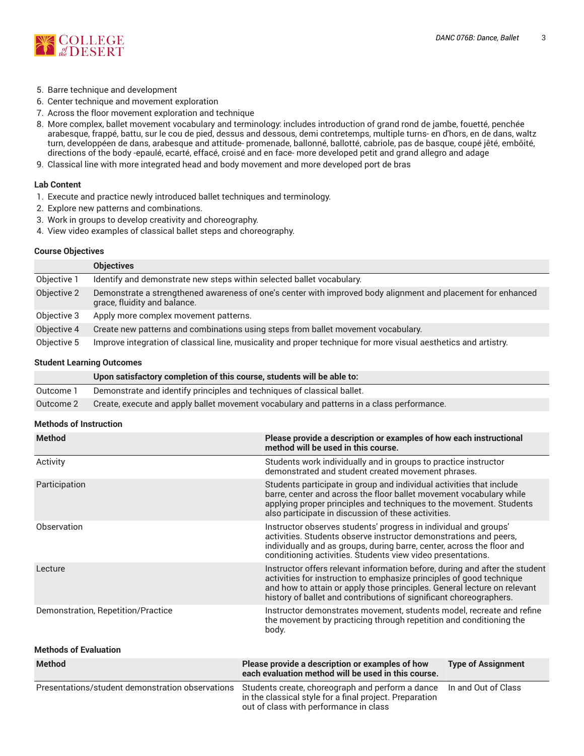5. Barre technique and development
6. Center technique and movement exploration
7. Across the floor movement exploration and technique
8. More complex, ballet movement vocabulary and terminology: includes introduction of grand rond de jambe, fouetté, penchée arabesque, frappé, battu, sur le cou de pied, dessus and dessous, demi contretemps, multiple turns- en d'hors, en de dans, waltz turn, developpéen de dans, arabesque and attitude- promenade, ballonné, ballotté, cabriole, pas de basque, coupé jêté, emboîté, directions of the body -epaulé, ecarté, effacé, croisé and en face- more developed petit and grand allegro and adage
9. Classical line with more integrated head and body movement and more developed port de bras

#### Lab Content

1. Execute and practice newly introduced ballet techniques and terminology.
2. Explore new patterns and combinations.
3. Work in groups to develop creativity and choreography.
4. View video examples of classical ballet steps and choreography.

#### Course Objectives

| | Objectives |
|---|---|
| Objective 1 | Identify and demonstrate new steps within selected ballet vocabulary. |
| Objective 2 | Demonstrate a strengthened awareness of one's center with improved body alignment and placement for enhanced grace, fluidity and balance. |
| Objective 3 | Apply more complex movement patterns. |
| Objective 4 | Create new patterns and combinations using steps from ballet movement vocabulary. |
| Objective 5 | Improve integration of classical line, musicality and proper technique for more visual aesthetics and artistry. |

#### Student Learning Outcomes

| | Upon satisfactory completion of this course, students will be able to: |
|---|---|
| Outcome 1 | Demonstrate and identify principles and techniques of classical ballet. |
| Outcome 2 | Create, execute and apply ballet movement vocabulary and patterns in a class performance. |

#### Methods of Instruction

| Method | Please provide a description or examples of how each instructional method will be used in this course. |
|---|---|
| Activity | Students work individually and in groups to practice instructor demonstrated and student created movement phrases. |
| Participation | Students participate in group and individual activities that include barre, center and across the floor ballet movement vocabulary while applying proper principles and techniques to the movement. Students also participate in discussion of these activities. |
| Observation | Instructor observes students' progress in individual and groups' activities. Students observe instructor demonstrations and peers, individually and as groups, during barre, center, across the floor and conditioning activities. Students view video presentations. |
| Lecture | Instructor offers relevant information before, during and after the student activities for instruction to emphasize principles of good technique and how to attain or apply those principles. General lecture on relevant history of ballet and contributions of significant choreographers. |
| Demonstration, Repetition/Practice | Instructor demonstrates movement, students model, recreate and refine the movement by practicing through repetition and conditioning the body. |

#### Methods of Evaluation

| Method | Please provide a description or examples of how each evaluation method will be used in this course. | Type of Assignment |
|---|---|---|
| Presentations/student demonstration observations | Students create, choreograph and perform a dance in the classical style for a final project. Preparation out of class with performance in class | In and Out of Class |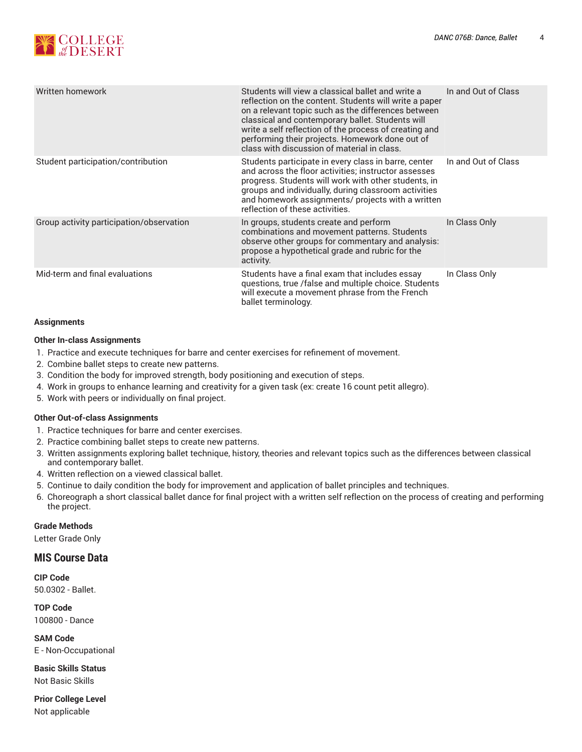| | | |
|---|---|---|
| Written homework | Students will view a classical ballet and write a reflection on the content. Students will write a paper on a relevant topic such as the differences between classical and contemporary ballet. Students will write a self reflection of the process of creating and performing their projects. Homework done out of class with discussion of material in class. | In and Out of Class |
| Student participation/contribution | Students participate in every class in barre, center and across the floor activities; instructor assesses progress. Students will work with other students, in groups and individually, during classroom activities and homework assignments/ projects with a written reflection of these activities. | In and Out of Class |
| Group activity participation/observation | In groups, students create and perform combinations and movement patterns. Students observe other groups for commentary and analysis: propose a hypothetical grade and rubric for the activity. | In Class Only |
| Mid-term and final evaluations | Students have a final exam that includes essay questions, true /false and multiple choice. Students will execute a movement phrase from the French ballet terminology. | In Class Only |

**Assignments**

**Other In-class Assignments**

1. Practice and execute techniques for barre and center exercises for refinement of movement.
2. Combine ballet steps to create new patterns.
3. Condition the body for improved strength, body positioning and execution of steps.
4. Work in groups to enhance learning and creativity for a given task (ex: create 16 count petit allegro).
5. Work with peers or individually on final project.

**Other Out-of-class Assignments**

1. Practice techniques for barre and center exercises.
2. Practice combining ballet steps to create new patterns.
3. Written assignments exploring ballet technique, history, theories and relevant topics such as the differences between classical and contemporary ballet.
4. Written reflection on a viewed classical ballet.
5. Continue to daily condition the body for improvement and application of ballet principles and techniques.
6. Choreograph a short classical ballet dance for final project with a written self reflection on the process of creating and performing the project.

**Grade Methods**

Letter Grade Only

## MIS Course Data

**CIP Code**

50.0302 - Ballet.

**TOP Code**

100800 - Dance

**SAM Code**

E - Non-Occupational

**Basic Skills Status**

Not Basic Skills

**Prior College Level**

Not applicable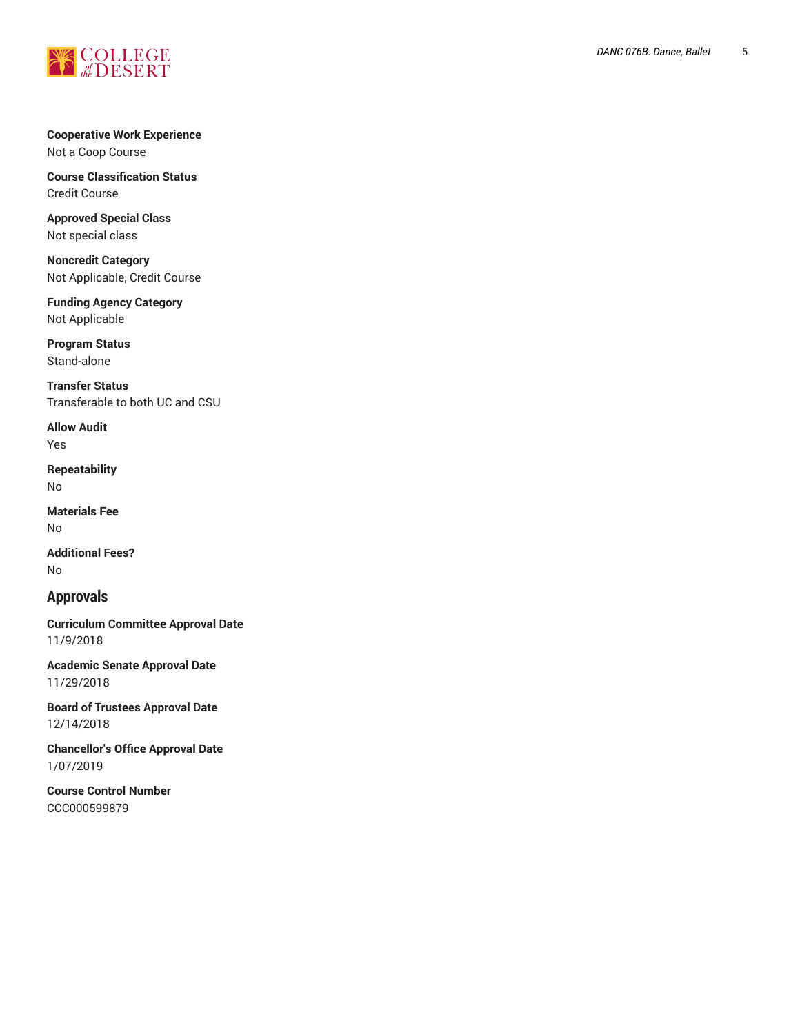**Cooperative Work Experience**
Not a Coop Course

**Course Classification Status**
Credit Course

**Approved Special Class**
Not special class

**Noncredit Category**
Not Applicable, Credit Course

**Funding Agency Category**
Not Applicable

**Program Status**
Stand-alone

**Transfer Status**
Transferable to both UC and CSU

**Allow Audit**
Yes

**Repeatability**
No

**Materials Fee**
No

**Additional Fees?**
No

## Approvals

**Curriculum Committee Approval Date**
11/9/2018

**Academic Senate Approval Date**
11/29/2018

**Board of Trustees Approval Date**
12/14/2018

**Chancellor's Office Approval Date**
1/07/2019

**Course Control Number**
CCC000599879